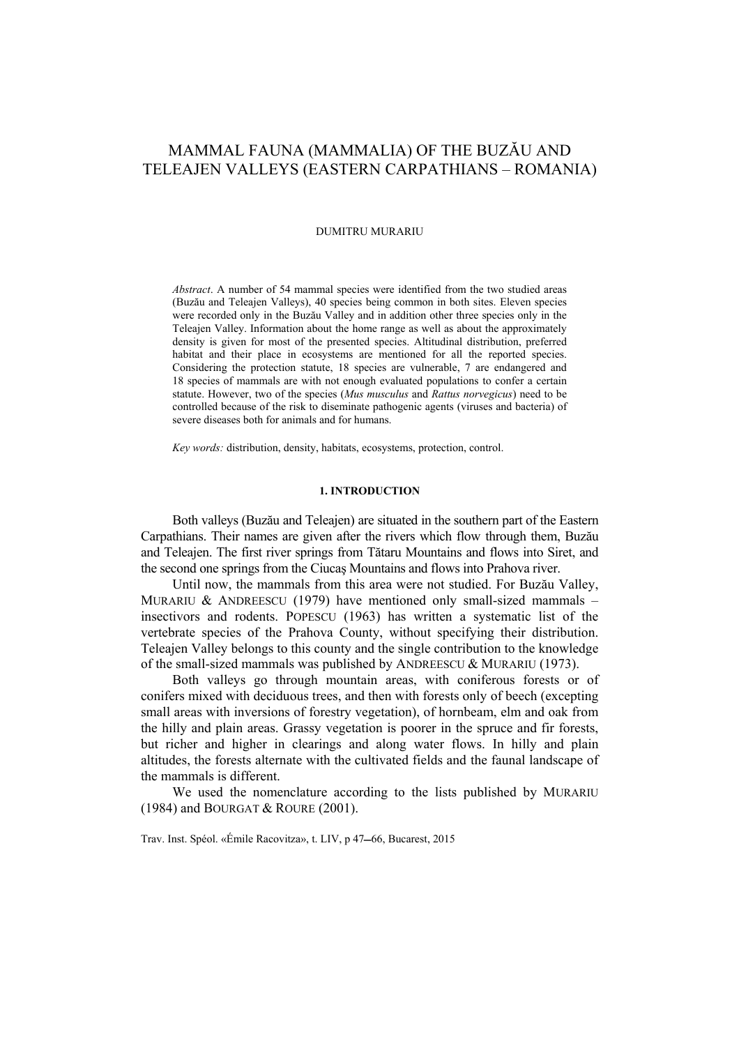# MAMMAL FAUNA (MAMMALIA) OF THE BUZĂU AND TELEAJEN VALLEYS (EASTERN CARPATHIANS – ROMANIA)

DUMITRU MURARIU

*Abstract*. A number of 54 mammal species were identified from the two studied areas (Buzău and Teleajen Valleys), 40 species being common in both sites. Eleven species were recorded only in the Buzău Valley and in addition other three species only in the Teleajen Valley. Information about the home range as well as about the approximately density is given for most of the presented species. Altitudinal distribution, preferred habitat and their place in ecosystems are mentioned for all the reported species. Considering the protection statute, 18 species are vulnerable, 7 are endangered and 18 species of mammals are with not enough evaluated populations to confer a certain statute. However, two of the species (*Mus musculus* and *Rattus norvegicus*) need to be controlled because of the risk to diseminate pathogenic agents (viruses and bacteria) of severe diseases both for animals and for humans.

*Key words:* distribution, density, habitats, ecosystems, protection, control.

## 1. INTRODUCTION

Both valleys (Buzău and Teleajen) are situated in the southern part of the Eastern Carpathians. Their names are given after the rivers which flow through them, Buzău and Teleajen. The first river springs from Tătaru Mountains and flows into Siret, and the second one springs from the Ciucaş Mountains and flows into Prahova river.

Until now, the mammals from this area were not studied. For Buzău Valley, MURARIU & ANDREESCU (1979) have mentioned only small-sized mammals – insectivors and rodents. POPESCU (1963) has written a systematic list of the vertebrate species of the Prahova County, without specifying their distribution. Teleajen Valley belongs to this county and the single contribution to the knowledge of the small-sized mammals was published by ANDREESCU & MURARIU (1973).

Both valleys go through mountain areas, with coniferous forests or of conifers mixed with deciduous trees, and then with forests only of beech (excepting small areas with inversions of forestry vegetation), of hornbeam, elm and oak from the hilly and plain areas. Grassy vegetation is poorer in the spruce and fir forests, but richer and higher in clearings and along water flows. In hilly and plain altitudes, the forests alternate with the cultivated fields and the faunal landscape of the mammals is different.

We used the nomenclature according to the lists published by MURARIU (1984) and BOURGAT & ROURE (2001).

Trav. Inst. Spéol. «Émile Racovitza», t. LIV, p 47–66, Bucarest, 2015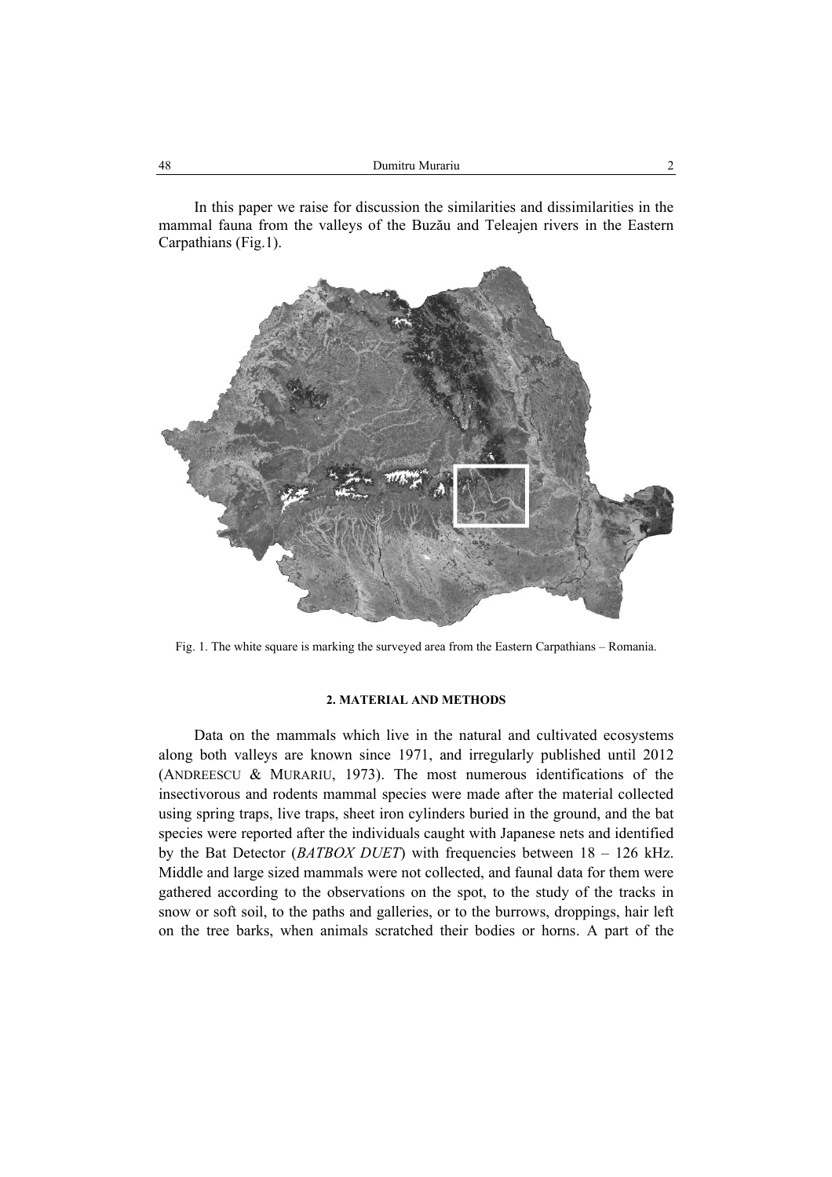In this paper we raise for discussion the similarities and dissimilarities in the mammal fauna from the valleys of the Buzău and Teleajen rivers in the Eastern Carpathians (Fig.1).

Fig. 1. The white square is marking the surveyed area from the Eastern Carpathians – Romania.

## 2. MATERIAL AND METHODS

Data on the mammals which live in the natural and cultivated ecosystems along both valleys are known since 1971, and irregularly published until 2012 (ANDREESCU & MURARIU, 1973). The most numerous identifications of the insectivorous and rodents mammal species were made after the material collected using spring traps, live traps, sheet iron cylinders buried in the ground, and the bat species were reported after the individuals caught with Japanese nets and identified by the Bat Detector (*BATBOX DUET*) with frequencies between 18 – 126 kHz. Middle and large sized mammals were not collected, and faunal data for them were gathered according to the observations on the spot, to the study of the tracks in snow or soft soil, to the paths and galleries, or to the burrows, droppings, hair left on the tree barks, when animals scratched their bodies or horns. A part of the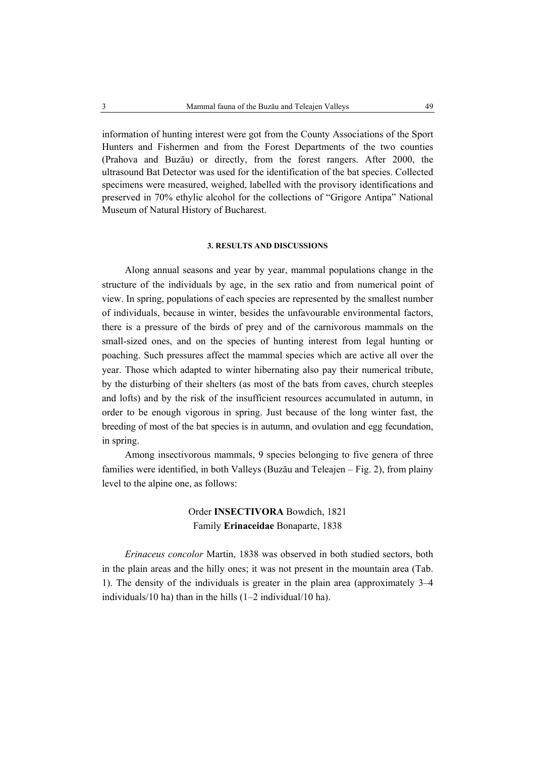information of hunting interest were got from the County Associations of the Sport Hunters and Fishermen and from the Forest Departments of the two counties (Prahova and Buzău) or directly, from the forest rangers. After 2000, the ultrasound Bat Detector was used for the identification of the bat species. Collected specimens were measured, weighed, labelled with the provisory identifications and preserved in 70% ethylic alcohol for the collections of "Grigore Antipa" National Museum of Natural History of Bucharest.

## 3. RESULTS AND DISCUSSIONS

Along annual seasons and year by year, mammal populations change in the structure of the individuals by age, in the sex ratio and from numerical point of view. In spring, populations of each species are represented by the smallest number of individuals, because in winter, besides the unfavourable environmental factors, there is a pressure of the birds of prey and of the carnivorous mammals on the small-sized ones, and on the species of hunting interest from legal hunting or poaching. Such pressures affect the mammal species which are active all over the year. Those which adapted to winter hibernating also pay their numerical tribute, by the disturbing of their shelters (as most of the bats from caves, church steeples and lofts) and by the risk of the insufficient resources accumulated in autumn, in order to be enough vigorous in spring. Just because of the long winter fast, the breeding of most of the bat species is in autumn, and ovulation and egg fecundation, in spring.

Among insectivorous mammals, 9 species belonging to five genera of three families were identified, in both Valleys (Buzău and Teleajen – Fig. 2), from plainy level to the alpine one, as follows:

Order **INSECTIVORA** Bowdich, 1821
Family **Erinaceidae** Bonaparte, 1838

*Erinaceus concolor* Martin, 1838 was observed in both studied sectors, both in the plain areas and the hilly ones; it was not present in the mountain area (Tab. 1). The density of the individuals is greater in the plain area (approximately 3–4 individuals/10 ha) than in the hills (1–2 individual/10 ha).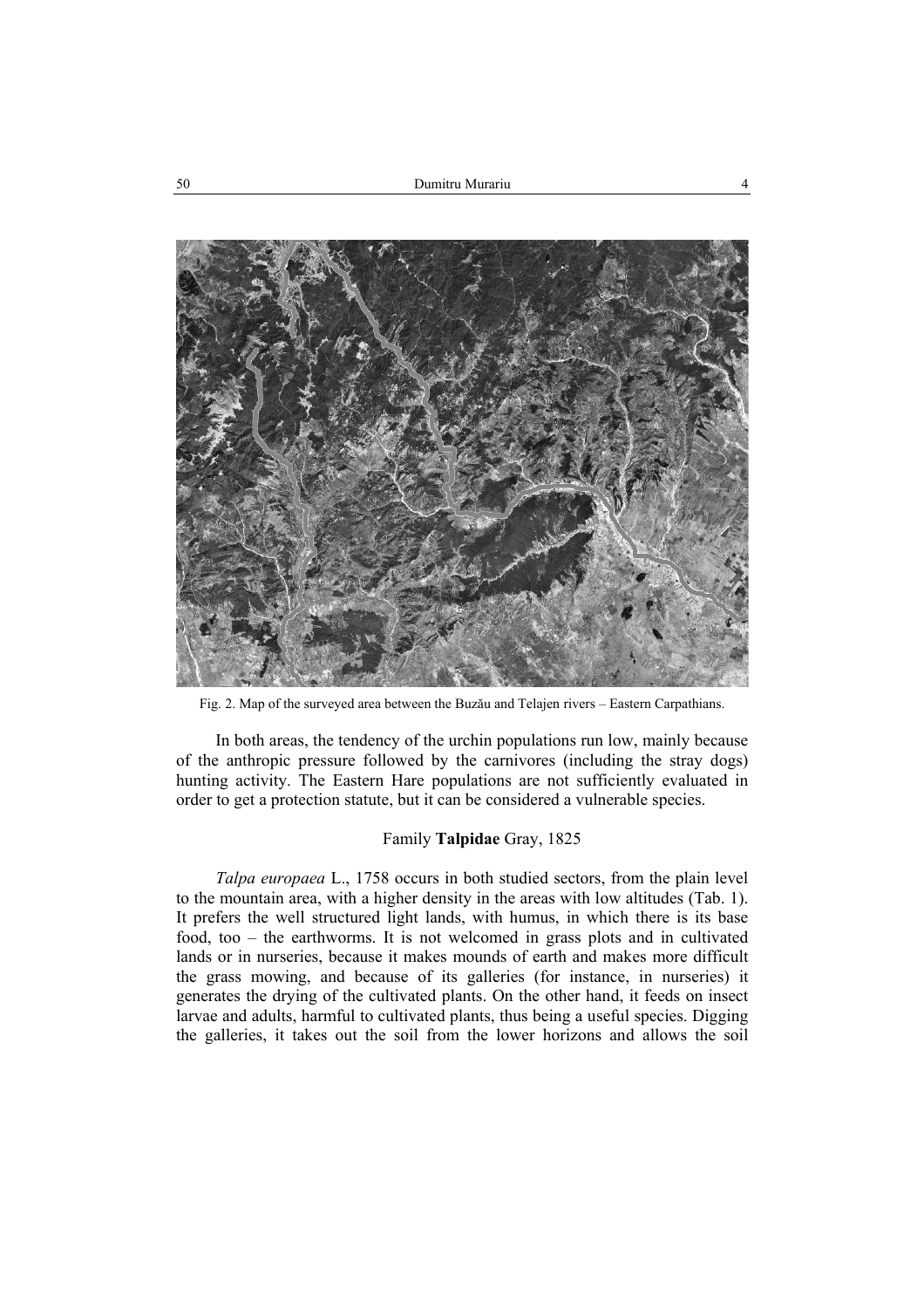Fig. 2. Map of the surveyed area between the Buzău and Telajen rivers – Eastern Carpathians.

In both areas, the tendency of the urchin populations run low, mainly because of the anthropic pressure followed by the carnivores (including the stray dogs) hunting activity. The Eastern Hare populations are not sufficiently evaluated in order to get a protection statute, but it can be considered a vulnerable species.

### Family **Talpidae** Gray, 1825

*Talpa europaea* L., 1758 occurs in both studied sectors, from the plain level to the mountain area, with a higher density in the areas with low altitudes (Tab. 1). It prefers the well structured light lands, with humus, in which there is its base food, too – the earthworms. It is not welcomed in grass plots and in cultivated lands or in nurseries, because it makes mounds of earth and makes more difficult the grass mowing, and because of its galleries (for instance, in nurseries) it generates the drying of the cultivated plants. On the other hand, it feeds on insect larvae and adults, harmful to cultivated plants, thus being a useful species. Digging the galleries, it takes out the soil from the lower horizons and allows the soil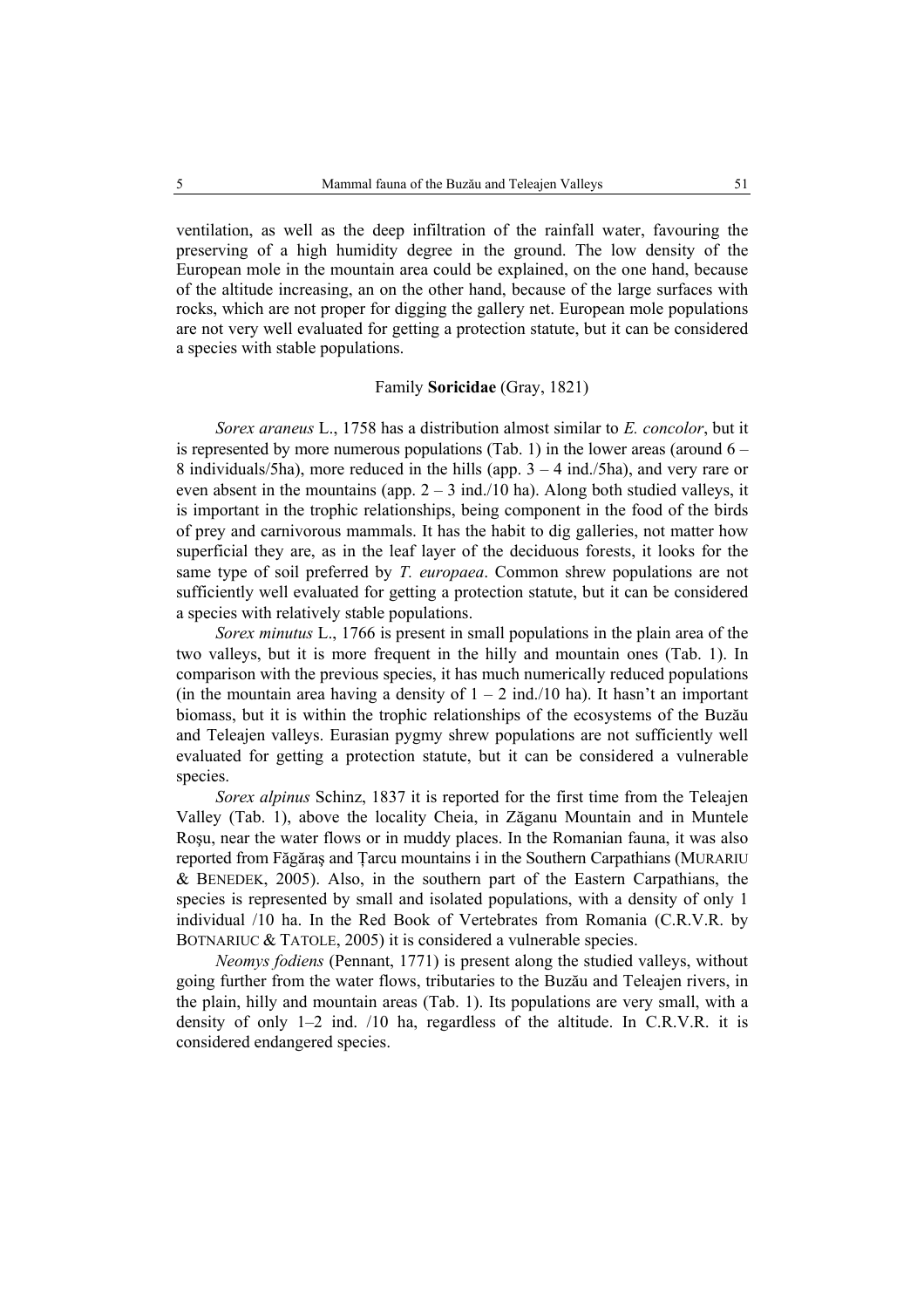ventilation, as well as the deep infiltration of the rainfall water, favouring the preserving of a high humidity degree in the ground. The low density of the European mole in the mountain area could be explained, on the one hand, because of the altitude increasing, an on the other hand, because of the large surfaces with rocks, which are not proper for digging the gallery net. European mole populations are not very well evaluated for getting a protection statute, but it can be considered a species with stable populations.

### Family **Soricidae** (Gray, 1821)

*Sorex araneus* L., 1758 has a distribution almost similar to *E. concolor*, but it is represented by more numerous populations (Tab. 1) in the lower areas (around 6 – 8 individuals/5ha), more reduced in the hills (app. 3 – 4 ind./5ha), and very rare or even absent in the mountains (app. 2 – 3 ind./10 ha). Along both studied valleys, it is important in the trophic relationships, being component in the food of the birds of prey and carnivorous mammals. It has the habit to dig galleries, not matter how superficial they are, as in the leaf layer of the deciduous forests, it looks for the same type of soil preferred by *T. europaea*. Common shrew populations are not sufficiently well evaluated for getting a protection statute, but it can be considered a species with relatively stable populations.

*Sorex minutus* L., 1766 is present in small populations in the plain area of the two valleys, but it is more frequent in the hilly and mountain ones (Tab. 1). In comparison with the previous species, it has much numerically reduced populations (in the mountain area having a density of 1 – 2 ind./10 ha). It hasn't an important biomass, but it is within the trophic relationships of the ecosystems of the Buzău and Teleajen valleys. Eurasian pygmy shrew populations are not sufficiently well evaluated for getting a protection statute, but it can be considered a vulnerable species.

*Sorex alpinus* Schinz, 1837 it is reported for the first time from the Teleajen Valley (Tab. 1), above the locality Cheia, in Zăganu Mountain and in Muntele Roşu, near the water flows or in muddy places. In the Romanian fauna, it was also reported from Făgăraş and Țarcu mountains i in the Southern Carpathians (MURARIU & BENEDEK, 2005). Also, in the southern part of the Eastern Carpathians, the species is represented by small and isolated populations, with a density of only 1 individual /10 ha. In the Red Book of Vertebrates from Romania (C.R.V.R. by BOTNARIUC & TATOLE, 2005) it is considered a vulnerable species.

*Neomys fodiens* (Pennant, 1771) is present along the studied valleys, without going further from the water flows, tributaries to the Buzău and Teleajen rivers, in the plain, hilly and mountain areas (Tab. 1). Its populations are very small, with a density of only 1–2 ind. /10 ha, regardless of the altitude. In C.R.V.R. it is considered endangered species.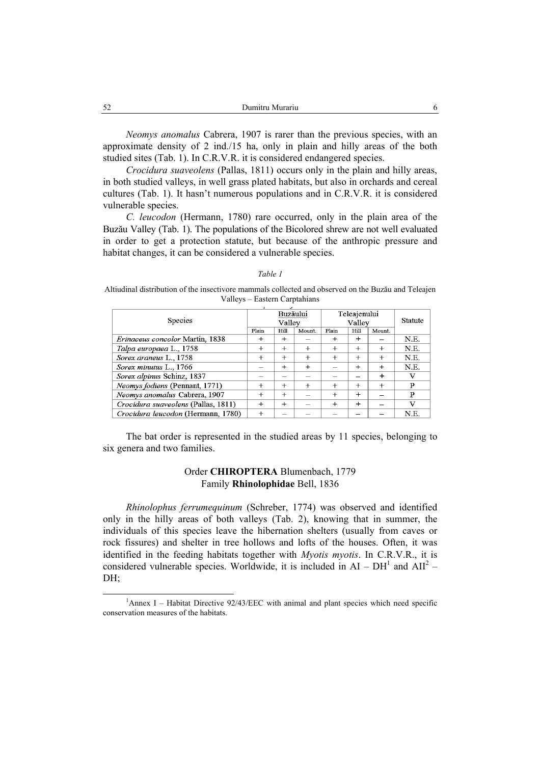*Neomys anomalus* Cabrera, 1907 is rarer than the previous species, with an approximate density of 2 ind./15 ha, only in plain and hilly areas of the both studied sites (Tab. 1). In C.R.V.R. it is considered endangered species.

*Crocidura suaveolens* (Pallas, 1811) occurs only in the plain and hilly areas, in both studied valleys, in well grass plated habitats, but also in orchards and cereal cultures (Tab. 1). It hasn't numerous populations and in C.R.V.R. it is considered vulnerable species.

*C. leucodon* (Hermann, 1780) rare occurred, only in the plain area of the Buzău Valley (Tab. 1). The populations of the Bicolored shrew are not well evaluated in order to get a protection statute, but because of the anthropic pressure and habitat changes, it can be considered a vulnerable species.

*Table 1*

Altiudinal distribution of the insectivore mammals collected and observed on the Buzău and Teleajen Valleys – Eastern Carptahians

| Species | Buzăului Valley | | | Teleajenului Valley | | | Statute |
|---|---|---|---|---|---|---|---|
| | Plain | Hill | Mount. | Plain | Hill | Mount. | |
| *Erinaceus concolor* Martin, 1838 | + | + | – | + | + | – | N.E. |
| *Talpa europaea* L., 1758 | + | + | + | + | + | + | N.E. |
| *Sorex araneus* L., 1758 | + | + | + | + | + | + | N.E. |
| *Sorex minutus* L., 1766 | – | + | + | – | + | + | N.E. |
| *Sorex alpinus* Schinz, 1837 | – | – | – | – | – | + | V |
| *Neomys fodiens* (Pennant, 1771) | + | + | + | + | + | + | P |
| *Neomys anomalus* Cabrera, 1907 | + | + | – | + | + | – | P |
| *Crocidura suaveolens* (Pallas, 1811) | + | + | – | + | + | – | V |
| *Crocidura leucodon* (Hermann, 1780) | + | – | – | – | – | – | N.E. |

The bat order is represented in the studied areas by 11 species, belonging to six genera and two families.

## Order **CHIROPTERA** Blumenbach, 1779
### Family **Rhinolophidae** Bell, 1836

*Rhinolophus ferrumequinum* (Schreber, 1774) was observed and identified only in the hilly areas of both valleys (Tab. 2), knowing that in summer, the individuals of this species leave the hibernation shelters (usually from caves or rock fissures) and shelter in tree hollows and lofts of the houses. Often, it was identified in the feeding habitats together with *Myotis myotis*. In C.R.V.R., it is considered vulnerable species. Worldwide, it is included in AI – DH[1] and AII[2] – DH;

---

[1]Annex I – Habitat Directive 92/43/EEC with animal and plant species which need specific conservation measures of the habitats.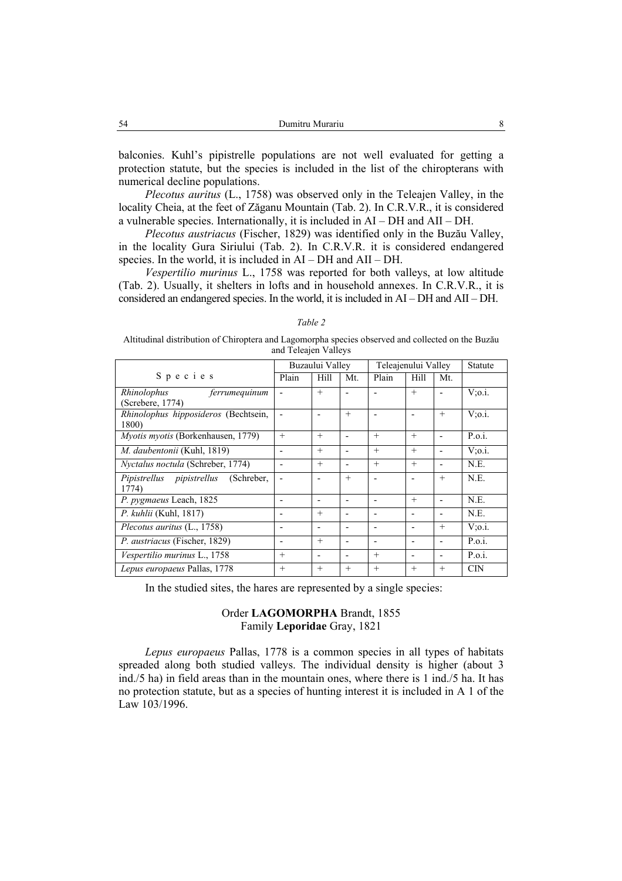balconies. Kuhl's pipistrelle populations are not well evaluated for getting a protection statute, but the species is included in the list of the chiropterans with numerical decline populations.

*Plecotus auritus* (L., 1758) was observed only in the Teleajen Valley, in the locality Cheia, at the feet of Zăganu Mountain (Tab. 2). In C.R.V.R., it is considered a vulnerable species. Internationally, it is included in AI – DH and AII – DH.

*Plecotus austriacus* (Fischer, 1829) was identified only in the Buzău Valley, in the locality Gura Siriului (Tab. 2). In C.R.V.R. it is considered endangered species. In the world, it is included in AI – DH and AII – DH.

*Vespertilio murinus* L., 1758 was reported for both valleys, at low altitude (Tab. 2). Usually, it shelters in lofts and in household annexes. In C.R.V.R., it is considered an endangered species. In the world, it is included in AI – DH and AII – DH.

*Table 2*

Altitudinal distribution of Chiroptera and Lagomorpha species observed and collected on the Buzău and Teleajen Valleys

| S p e c i e s | Buzaului Valley | | | Teleajenului Valley | | | Statute |
|---|---|---|---|---|---|---|---|
| | Plain | Hill | Mt. | Plain | Hill | Mt. | |
| *Rhinolophus ferrumequinum* (Screbere, 1774) | - | + | - | - | + | - | V;o.i. |
| *Rhinolophus hipposideros* (Bechtsein, 1800) | - | - | + | - | - | + | V;o.i. |
| *Myotis myotis* (Borkenhausen, 1779) | + | + | - | + | + | - | P.o.i. |
| *M. daubentonii* (Kuhl, 1819) | - | + | - | + | + | - | V;o.i. |
| *Nyctalus noctula* (Schreber, 1774) | - | + | - | + | + | - | N.E. |
| *Pipistrellus pipistrellus* (Schreber, 1774) | - | - | + | - | - | + | N.E. |
| *P. pygmaeus* Leach, 1825 | - | - | - | - | + | - | N.E. |
| *P. kuhlii* (Kuhl, 1817) | - | + | - | - | - | - | N.E. |
| *Plecotus auritus* (L., 1758) | - | - | - | - | - | + | V;o.i. |
| *P. austriacus* (Fischer, 1829) | - | + | - | - | - | - | P.o.i. |
| *Vespertilio murinus* L., 1758 | + | - | - | + | - | - | P.o.i. |
| *Lepus europaeus* Pallas, 1778 | + | + | + | + | + | + | CIN |

In the studied sites, the hares are represented by a single species:

Order **LAGOMORPHA** Brandt, 1855
Family **Leporidae** Gray, 1821

*Lepus europaeus* Pallas, 1778 is a common species in all types of habitats spreaded along both studied valleys. The individual density is higher (about 3 ind./5 ha) in field areas than in the mountain ones, where there is 1 ind./5 ha. It has no protection statute, but as a species of hunting interest it is included in A 1 of the Law 103/1996.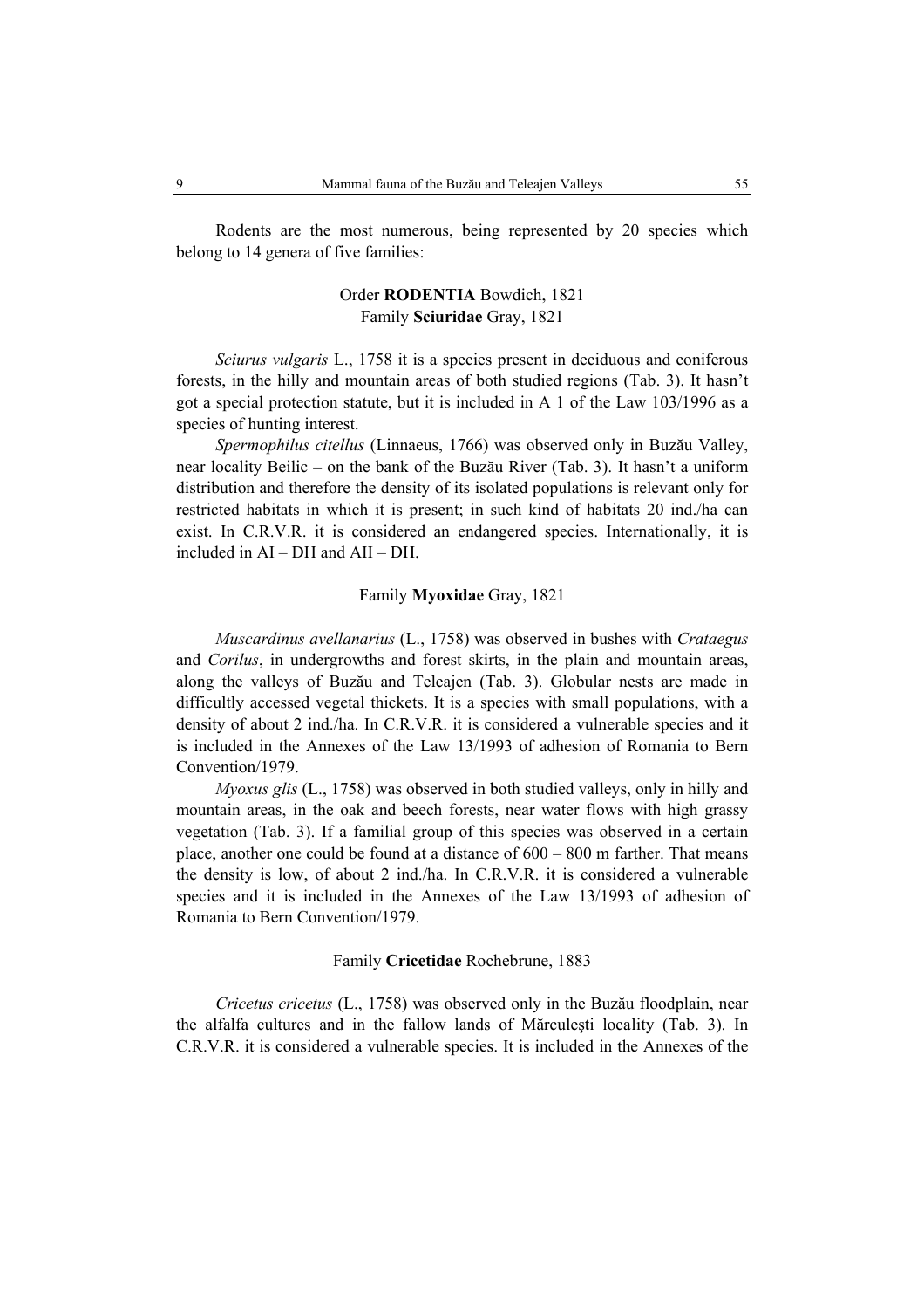Rodents are the most numerous, being represented by 20 species which belong to 14 genera of five families:

Order **RODENTIA** Bowdich, 1821
Family **Sciuridae** Gray, 1821

*Sciurus vulgaris* L., 1758 it is a species present in deciduous and coniferous forests, in the hilly and mountain areas of both studied regions (Tab. 3). It hasn't got a special protection statute, but it is included in A 1 of the Law 103/1996 as a species of hunting interest.

*Spermophilus citellus* (Linnaeus, 1766) was observed only in Buzău Valley, near locality Beilic – on the bank of the Buzău River (Tab. 3). It hasn't a uniform distribution and therefore the density of its isolated populations is relevant only for restricted habitats in which it is present; in such kind of habitats 20 ind./ha can exist. In C.R.V.R. it is considered an endangered species. Internationally, it is included in AI – DH and AII – DH.

Family **Myoxidae** Gray, 1821

*Muscardinus avellanarius* (L., 1758) was observed in bushes with *Crataegus* and *Corilus*, in undergrowths and forest skirts, in the plain and mountain areas, along the valleys of Buzău and Teleajen (Tab. 3). Globular nests are made in difficultly accessed vegetal thickets. It is a species with small populations, with a density of about 2 ind./ha. In C.R.V.R. it is considered a vulnerable species and it is included in the Annexes of the Law 13/1993 of adhesion of Romania to Bern Convention/1979.

*Myoxus glis* (L., 1758) was observed in both studied valleys, only in hilly and mountain areas, in the oak and beech forests, near water flows with high grassy vegetation (Tab. 3). If a familial group of this species was observed in a certain place, another one could be found at a distance of 600 – 800 m farther. That means the density is low, of about 2 ind./ha. In C.R.V.R. it is considered a vulnerable species and it is included in the Annexes of the Law 13/1993 of adhesion of Romania to Bern Convention/1979.

Family **Cricetidae** Rochebrune, 1883

*Cricetus cricetus* (L., 1758) was observed only in the Buzău floodplain, near the alfalfa cultures and in the fallow lands of Mărculeşti locality (Tab. 3). In C.R.V.R. it is considered a vulnerable species. It is included in the Annexes of the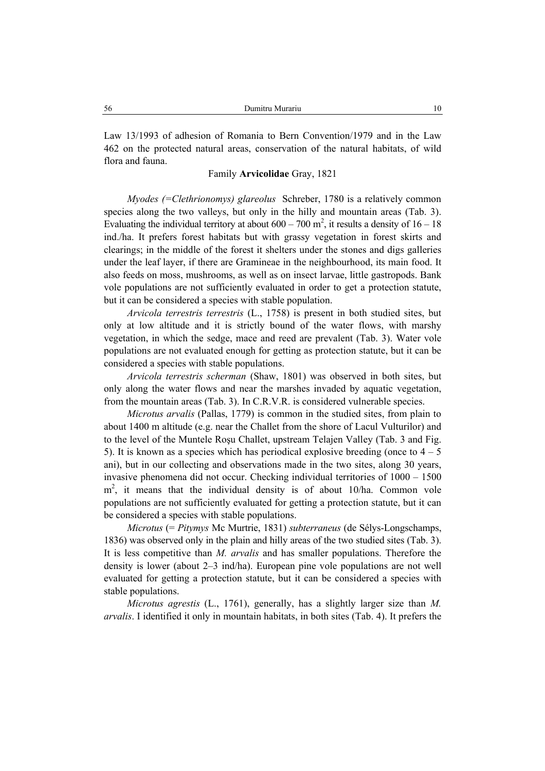Law 13/1993 of adhesion of Romania to Bern Convention/1979 and in the Law 462 on the protected natural areas, conservation of the natural habitats, of wild flora and fauna.

Family **Arvicolidae** Gray, 1821

*Myodes (=Clethrionomys) glareolus* Schreber, 1780 is a relatively common species along the two valleys, but only in the hilly and mountain areas (Tab. 3). Evaluating the individual territory at about 600 – 700 m$^2$, it results a density of 16 – 18 ind./ha. It prefers forest habitats but with grassy vegetation in forest skirts and clearings; in the middle of the forest it shelters under the stones and digs galleries under the leaf layer, if there are Gramineae in the neighbourhood, its main food. It also feeds on moss, mushrooms, as well as on insect larvae, little gastropods. Bank vole populations are not sufficiently evaluated in order to get a protection statute, but it can be considered a species with stable population.

*Arvicola terrestris terrestris* (L., 1758) is present in both studied sites, but only at low altitude and it is strictly bound of the water flows, with marshy vegetation, in which the sedge, mace and reed are prevalent (Tab. 3). Water vole populations are not evaluated enough for getting as protection statute, but it can be considered a species with stable populations.

*Arvicola terrestris scherman* (Shaw, 1801) was observed in both sites, but only along the water flows and near the marshes invaded by aquatic vegetation, from the mountain areas (Tab. 3). In C.R.V.R. is considered vulnerable species.

*Microtus arvalis* (Pallas, 1779) is common in the studied sites, from plain to about 1400 m altitude (e.g. near the Challet from the shore of Lacul Vulturilor) and to the level of the Muntele Roşu Challet, upstream Telajen Valley (Tab. 3 and Fig. 5). It is known as a species which has periodical explosive breeding (once to 4 – 5 ani), but in our collecting and observations made in the two sites, along 30 years, invasive phenomena did not occur. Checking individual territories of 1000 – 1500 m$^2$, it means that the individual density is of about 10/ha. Common vole populations are not sufficiently evaluated for getting a protection statute, but it can be considered a species with stable populations.

*Microtus* (= *Pitymys* Mc Murtrie, 1831) *subterraneus* (de Sélys-Longschamps, 1836) was observed only in the plain and hilly areas of the two studied sites (Tab. 3). It is less competitive than *M. arvalis* and has smaller populations. Therefore the density is lower (about 2–3 ind/ha). European pine vole populations are not well evaluated for getting a protection statute, but it can be considered a species with stable populations.

*Microtus agrestis* (L., 1761), generally, has a slightly larger size than *M. arvalis*. I identified it only in mountain habitats, in both sites (Tab. 4). It prefers the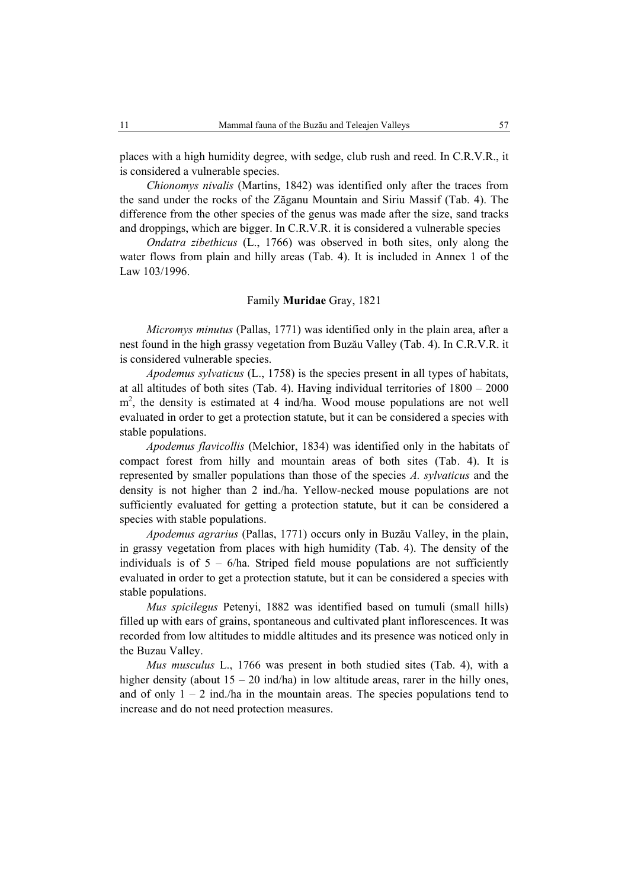places with a high humidity degree, with sedge, club rush and reed. In C.R.V.R., it is considered a vulnerable species.

*Chionomys nivalis* (Martins, 1842) was identified only after the traces from the sand under the rocks of the Zăganu Mountain and Siriu Massif (Tab. 4). The difference from the other species of the genus was made after the size, sand tracks and droppings, which are bigger. In C.R.V.R. it is considered a vulnerable species

*Ondatra zibethicus* (L., 1766) was observed in both sites, only along the water flows from plain and hilly areas (Tab. 4). It is included in Annex 1 of the Law 103/1996.

### Family **Muridae** Gray, 1821

*Micromys minutus* (Pallas, 1771) was identified only in the plain area, after a nest found in the high grassy vegetation from Buzău Valley (Tab. 4). In C.R.V.R. it is considered vulnerable species.

*Apodemus sylvaticus* (L., 1758) is the species present in all types of habitats, at all altitudes of both sites (Tab. 4). Having individual territories of 1800 – 2000 $m^2$, the density is estimated at 4 ind/ha. Wood mouse populations are not well evaluated in order to get a protection statute, but it can be considered a species with stable populations.

*Apodemus flavicollis* (Melchior, 1834) was identified only in the habitats of compact forest from hilly and mountain areas of both sites (Tab. 4). It is represented by smaller populations than those of the species *A. sylvaticus* and the density is not higher than 2 ind./ha. Yellow-necked mouse populations are not sufficiently evaluated for getting a protection statute, but it can be considered a species with stable populations.

*Apodemus agrarius* (Pallas, 1771) occurs only in Buzău Valley, in the plain, in grassy vegetation from places with high humidity (Tab. 4). The density of the individuals is of 5 – 6/ha. Striped field mouse populations are not sufficiently evaluated in order to get a protection statute, but it can be considered a species with stable populations.

*Mus spicilegus* Petenyi, 1882 was identified based on tumuli (small hills) filled up with ears of grains, spontaneous and cultivated plant inflorescences. It was recorded from low altitudes to middle altitudes and its presence was noticed only in the Buzau Valley.

*Mus musculus* L., 1766 was present in both studied sites (Tab. 4), with a higher density (about 15 – 20 ind/ha) in low altitude areas, rarer in the hilly ones, and of only 1 – 2 ind./ha in the mountain areas. The species populations tend to increase and do not need protection measures.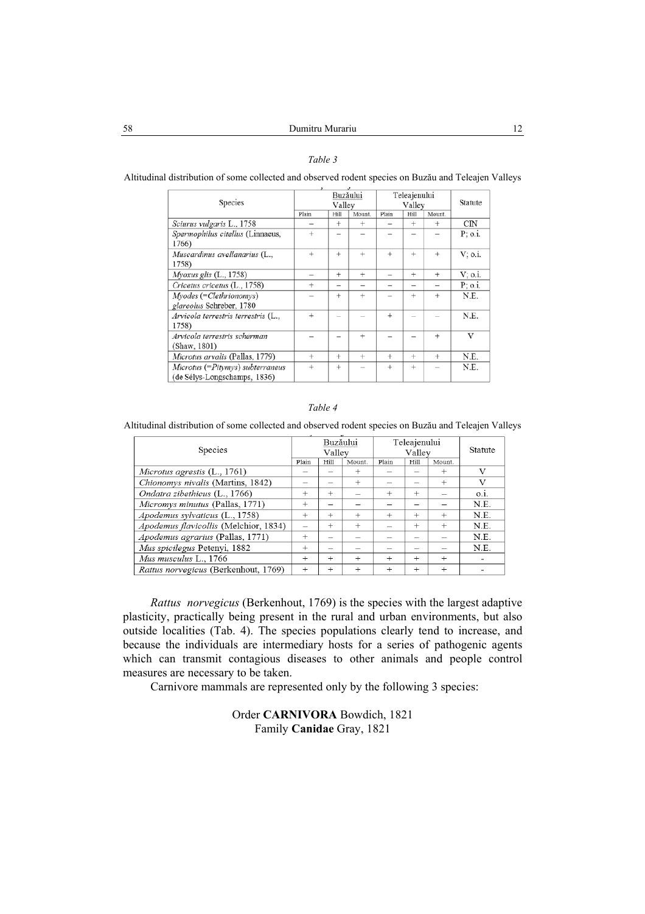*Table 3*

Altitudinal distribution of some collected and observed rodent species on Buzău and Teleajen Valleys

| Species | Buzăului Valley | | | Teleajenului Valley | | | Statute |
|---|---|---|---|---|---|---|---|
| | Plain | Hill | Mount. | Plain | Hill | Mount. | |
| *Sciurus vulgaris* L., 1758 | – | + | + | – | + | + | CIN |
| *Spermophilus citellus* (Linnaeus, 1766) | + | – | – | – | – | – | P; o.i. |
| *Muscardinus avellanarius* (L., 1758) | + | + | + | + | + | + | V; o.i. |
| *Myoxus glis* (L., 1758) | – | + | + | – | + | + | V; o.i. |
| *Cricetus cricetus* (L., 1758) | + | – | – | – | – | – | P; o.i. |
| *Myodes* (=*Clethrionomys*) *glareolus* Schreber, 1780 | – | + | + | – | + | + | N.E. |
| *Arvicola terrestris terrestris* (L., 1758) | + | – | – | + | – | – | N.E. |
| *Arvicola terrestris scherman* (Shaw, 1801) | – | – | + | – | – | + | V |
| *Microtus arvalis* (Pallas, 1779) | + | + | + | + | + | + | N.E. |
| *Microtus* (=*Pitymys*) *subterraneus* (de Sélys-Longschamps, 1836) | + | + | – | + | + | – | N.E. |

*Table 4*

Altitudinal distribution of some collected and observed rodent species on Buzău and Teleajen Valleys

| Species | Buzăului Valley | | | Teleajenului Valley | | | Statute |
|---|---|---|---|---|---|---|---|
| | Plain | Hill | Mount. | Plain | Hill | Mount. | |
| *Microtus agrestis* (L., 1761) | – | – | + | – | – | + | V |
| *Chionomys nivalis* (Martins, 1842) | – | – | + | – | – | + | V |
| *Ondatra zibethicus* (L., 1766) | + | + | – | + | + | – | o.i. |
| *Micromys minutus* (Pallas, 1771) | + | – | – | – | – | – | N.E. |
| *Apodemus sylvaticus* (L., 1758) | + | + | + | + | + | + | N.E. |
| *Apodemus flavicollis* (Melchior, 1834) | – | + | + | – | + | + | N.E. |
| *Apodemus agrarius* (Pallas, 1771) | + | – | – | – | – | – | N.E. |
| *Mus spicilegus* Petenyi, 1882 | + | – | – | – | – | – | N.E. |
| *Mus musculus* L., 1766 | + | + | + | + | + | + | - |
| *Rattus norvegicus* (Berkenhout, 1769) | + | + | + | + | + | + | - |

*Rattus norvegicus* (Berkenhout, 1769) is the species with the largest adaptive plasticity, practically being present in the rural and urban environments, but also outside localities (Tab. 4). The species populations clearly tend to increase, and because the individuals are intermediary hosts for a series of pathogenic agents which can transmit contagious diseases to other animals and people control measures are necessary to be taken.

Carnivore mammals are represented only by the following 3 species:

Order **CARNIVORA** Bowdich, 1821
Family **Canidae** Gray, 1821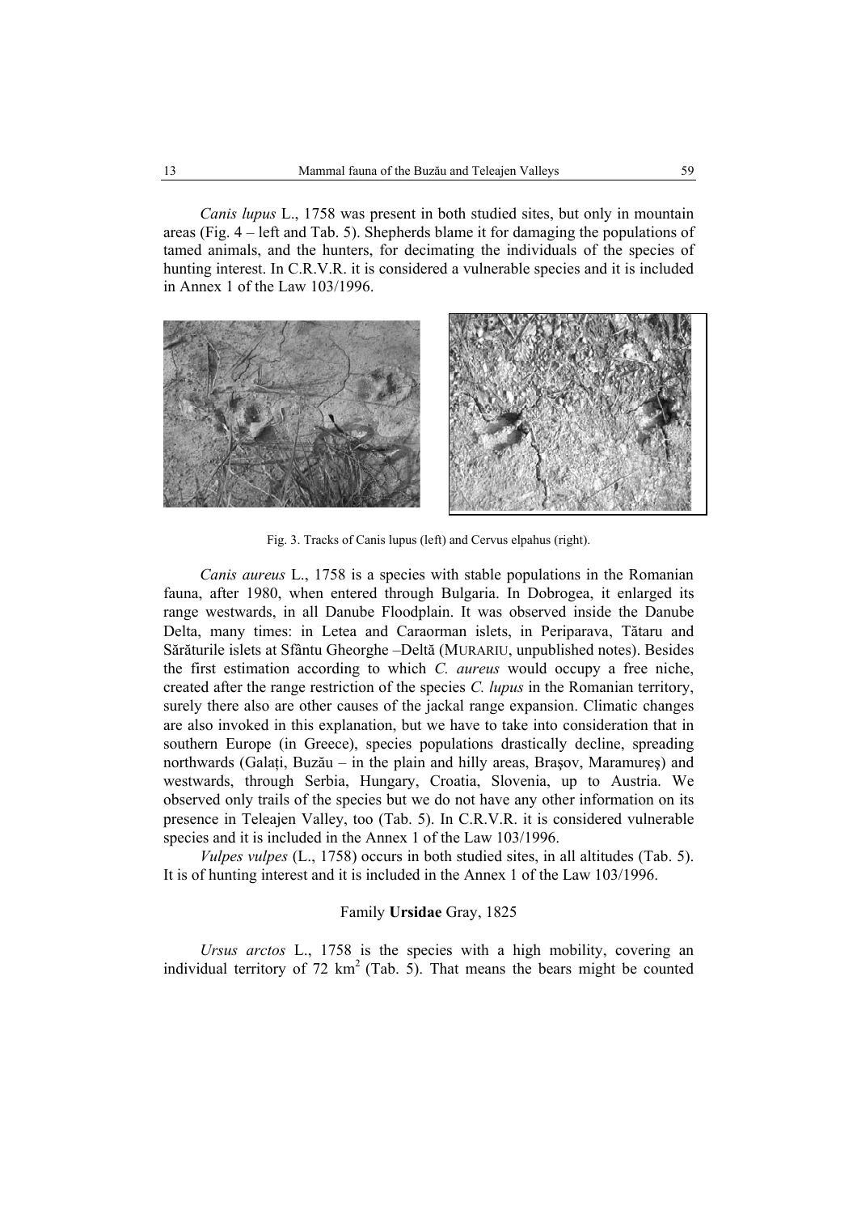*Canis lupus* L., 1758 was present in both studied sites, but only in mountain areas (Fig. 4 – left and Tab. 5). Shepherds blame it for damaging the populations of tamed animals, and the hunters, for decimating the individuals of the species of hunting interest. In C.R.V.R. it is considered a vulnerable species and it is included in Annex 1 of the Law 103/1996.

Fig. 3. Tracks of Canis lupus (left) and Cervus elpahus (right).

*Canis aureus* L., 1758 is a species with stable populations in the Romanian fauna, after 1980, when entered through Bulgaria. In Dobrogea, it enlarged its range westwards, in all Danube Floodplain. It was observed inside the Danube Delta, many times: in Letea and Caraorman islets, in Periparava, Tătaru and Sărăturile islets at Sfântu Gheorghe –Deltă (MURARIU, unpublished notes). Besides the first estimation according to which *C. aureus* would occupy a free niche, created after the range restriction of the species *C. lupus* in the Romanian territory, surely there also are other causes of the jackal range expansion. Climatic changes are also invoked in this explanation, but we have to take into consideration that in southern Europe (in Greece), species populations drastically decline, spreading northwards (Galați, Buzău – in the plain and hilly areas, Braşov, Maramureş) and westwards, through Serbia, Hungary, Croatia, Slovenia, up to Austria. We observed only trails of the species but we do not have any other information on its presence in Teleajen Valley, too (Tab. 5). In C.R.V.R. it is considered vulnerable species and it is included in the Annex 1 of the Law 103/1996.

*Vulpes vulpes* (L., 1758) occurs in both studied sites, in all altitudes (Tab. 5). It is of hunting interest and it is included in the Annex 1 of the Law 103/1996.

### Family **Ursidae** Gray, 1825

*Ursus arctos* L., 1758 is the species with a high mobility, covering an individual territory of 72 km$^2$ (Tab. 5). That means the bears might be counted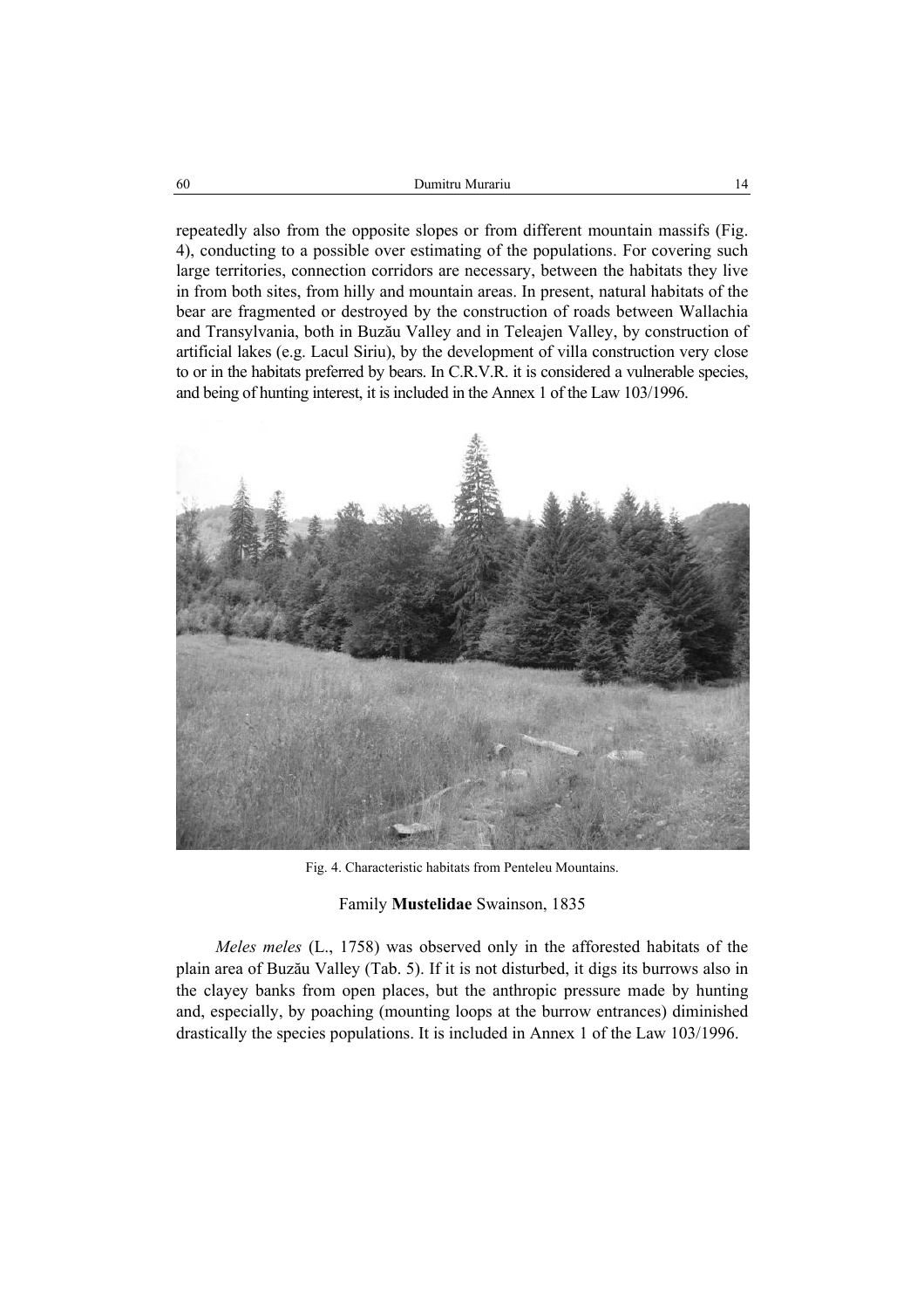repeatedly also from the opposite slopes or from different mountain massifs (Fig. 4), conducting to a possible over estimating of the populations. For covering such large territories, connection corridors are necessary, between the habitats they live in from both sites, from hilly and mountain areas. In present, natural habitats of the bear are fragmented or destroyed by the construction of roads between Wallachia and Transylvania, both in Buzău Valley and in Teleajen Valley, by construction of artificial lakes (e.g. Lacul Siriu), by the development of villa construction very close to or in the habitats preferred by bears. In C.R.V.R. it is considered a vulnerable species, and being of hunting interest, it is included in the Annex 1 of the Law 103/1996.

Fig. 4. Characteristic habitats from Penteleu Mountains.

### Family **Mustelidae** Swainson, 1835

*Meles meles* (L., 1758) was observed only in the afforested habitats of the plain area of Buzău Valley (Tab. 5). If it is not disturbed, it digs its burrows also in the clayey banks from open places, but the anthropic pressure made by hunting and, especially, by poaching (mounting loops at the burrow entrances) diminished drastically the species populations. It is included in Annex 1 of the Law 103/1996.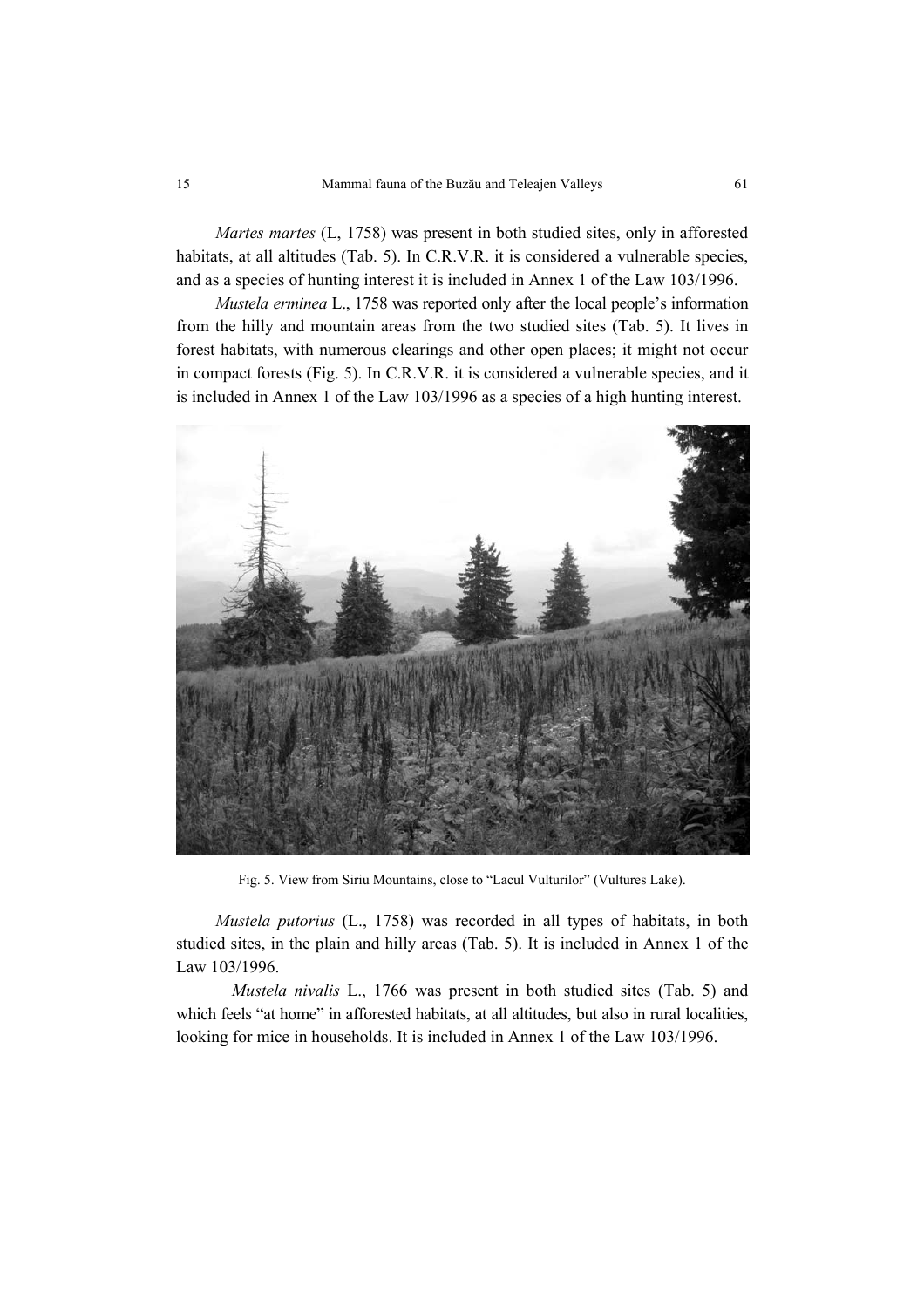*Martes martes* (L, 1758) was present in both studied sites, only in afforested habitats, at all altitudes (Tab. 5). In C.R.V.R. it is considered a vulnerable species, and as a species of hunting interest it is included in Annex 1 of the Law 103/1996.

*Mustela erminea* L., 1758 was reported only after the local people's information from the hilly and mountain areas from the two studied sites (Tab. 5). It lives in forest habitats, with numerous clearings and other open places; it might not occur in compact forests (Fig. 5). In C.R.V.R. it is considered a vulnerable species, and it is included in Annex 1 of the Law 103/1996 as a species of a high hunting interest.

Fig. 5. View from Siriu Mountains, close to "Lacul Vulturilor" (Vultures Lake).

*Mustela putorius* (L., 1758) was recorded in all types of habitats, in both studied sites, in the plain and hilly areas (Tab. 5). It is included in Annex 1 of the Law 103/1996.

*Mustela nivalis* L., 1766 was present in both studied sites (Tab. 5) and which feels "at home" in afforested habitats, at all altitudes, but also in rural localities, looking for mice in households. It is included in Annex 1 of the Law 103/1996.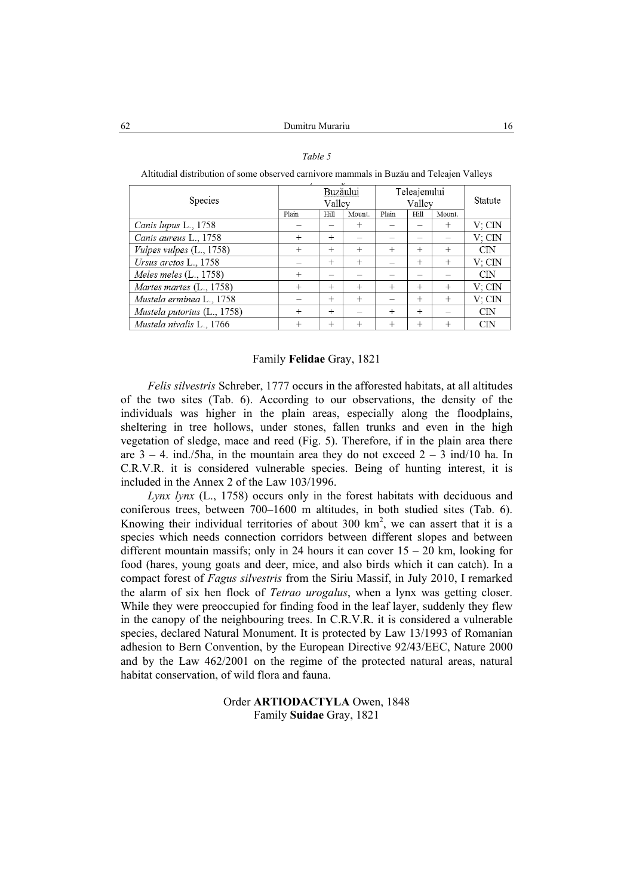*Table 5*

Altitudial distribution of some observed carnivore mammals in Buzău and Teleajen Valleys

| Species | Buzăului Valley | | | Teleajenului Valley | | | Statute |
|---|---|---|---|---|---|---|---|
| | Plain | Hill | Mount. | Plain | Hill | Mount. | |
| *Canis lupus* L., 1758 | – | – | + | – | – | + | V; CIN |
| *Canis aureus* L., 1758 | + | + | – | – | – | – | V; CIN |
| *Vulpes vulpes* (L., 1758) | + | + | + | + | + | + | CIN |
| *Ursus arctos* L., 1758 | – | + | + | – | + | + | V; CIN |
| *Meles meles* (L., 1758) | + | – | – | – | – | – | CIN |
| *Martes martes* (L., 1758) | + | + | + | + | + | + | V; CIN |
| *Mustela erminea* L., 1758 | – | + | + | – | + | + | V; CIN |
| *Mustela putorius* (L., 1758) | + | + | – | + | + | – | CIN |
| *Mustela nivalis* L., 1766 | + | + | + | + | + | + | CIN |

### Family **Felidae** Gray, 1821

*Felis silvestris* Schreber, 1777 occurs in the afforested habitats, at all altitudes of the two sites (Tab. 6). According to our observations, the density of the individuals was higher in the plain areas, especially along the floodplains, sheltering in tree hollows, under stones, fallen trunks and even in the high vegetation of sledge, mace and reed (Fig. 5). Therefore, if in the plain area there are 3 – 4. ind./5ha, in the mountain area they do not exceed 2 – 3 ind/10 ha. In C.R.V.R. it is considered vulnerable species. Being of hunting interest, it is included in the Annex 2 of the Law 103/1996.

*Lynx lynx* (L., 1758) occurs only in the forest habitats with deciduous and coniferous trees, between 700–1600 m altitudes, in both studied sites (Tab. 6). Knowing their individual territories of about 300 km$^2$, we can assert that it is a species which needs connection corridors between different slopes and between different mountain massifs; only in 24 hours it can cover 15 – 20 km, looking for food (hares, young goats and deer, mice, and also birds which it can catch). In a compact forest of *Fagus silvestris* from the Siriu Massif, in July 2010, I remarked the alarm of six hen flock of *Tetrao urogalus*, when a lynx was getting closer. While they were preoccupied for finding food in the leaf layer, suddenly they flew in the canopy of the neighbouring trees. In C.R.V.R. it is considered a vulnerable species, declared Natural Monument. It is protected by Law 13/1993 of Romanian adhesion to Bern Convention, by the European Directive 92/43/EEC, Nature 2000 and by the Law 462/2001 on the regime of the protected natural areas, natural habitat conservation, of wild flora and fauna.

## Order **ARTIODACTYLA** Owen, 1848

### Family **Suidae** Gray, 1821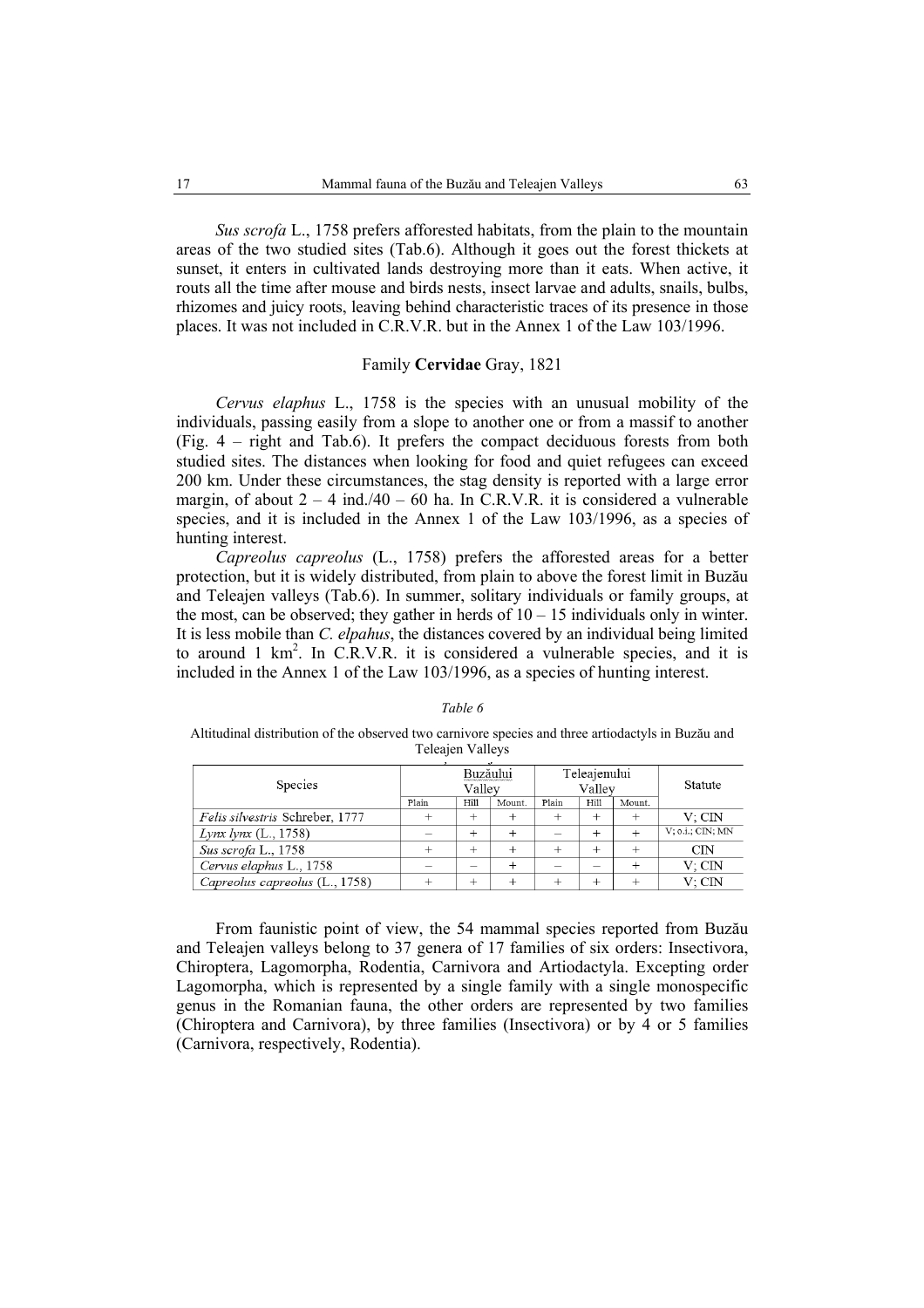*Sus scrofa* L., 1758 prefers afforested habitats, from the plain to the mountain areas of the two studied sites (Tab.6). Although it goes out the forest thickets at sunset, it enters in cultivated lands destroying more than it eats. When active, it routs all the time after mouse and birds nests, insect larvae and adults, snails, bulbs, rhizomes and juicy roots, leaving behind characteristic traces of its presence in those places. It was not included in C.R.V.R. but in the Annex 1 of the Law 103/1996.

### Family **Cervidae** Gray, 1821

*Cervus elaphus* L., 1758 is the species with an unusual mobility of the individuals, passing easily from a slope to another one or from a massif to another (Fig. 4 – right and Tab.6). It prefers the compact deciduous forests from both studied sites. The distances when looking for food and quiet refugees can exceed 200 km. Under these circumstances, the stag density is reported with a large error margin, of about 2 – 4 ind./40 – 60 ha. In C.R.V.R. it is considered a vulnerable species, and it is included in the Annex 1 of the Law 103/1996, as a species of hunting interest.

*Capreolus capreolus* (L., 1758) prefers the afforested areas for a better protection, but it is widely distributed, from plain to above the forest limit in Buzău and Teleajen valleys (Tab.6). In summer, solitary individuals or family groups, at the most, can be observed; they gather in herds of 10 – 15 individuals only in winter. It is less mobile than *C. elpahus*, the distances covered by an individual being limited to around 1 km$^2$. In C.R.V.R. it is considered a vulnerable species, and it is included in the Annex 1 of the Law 103/1996, as a species of hunting interest.

*Table 6*

Altitudinal distribution of the observed two carnivore species and three artiodactyls in Buzău and Teleajen Valleys

| Species | Buzăului Valley | | | Teleajenului Valley | | | Statute |
|---|---|---|---|---|---|---|---|
| | Plain | Hill | Mount. | Plain | Hill | Mount. | |
| *Felis silvestris* Schreber, 1777 | + | + | + | + | + | + | V; CIN |
| *Lynx lynx* (L., 1758) | – | + | + | – | + | + | V; o.i.; CIN; MN |
| *Sus scrofa* L., 1758 | + | + | + | + | + | + | CIN |
| *Cervus elaphus* L., 1758 | – | – | + | – | – | + | V; CIN |
| *Capreolus capreolus* (L., 1758) | + | + | + | + | + | + | V; CIN |

From faunistic point of view, the 54 mammal species reported from Buzău and Teleajen valleys belong to 37 genera of 17 families of six orders: Insectivora, Chiroptera, Lagomorpha, Rodentia, Carnivora and Artiodactyla. Excepting order Lagomorpha, which is represented by a single family with a single monospecific genus in the Romanian fauna, the other orders are represented by two families (Chiroptera and Carnivora), by three families (Insectivora) or by 4 or 5 families (Carnivora, respectively, Rodentia).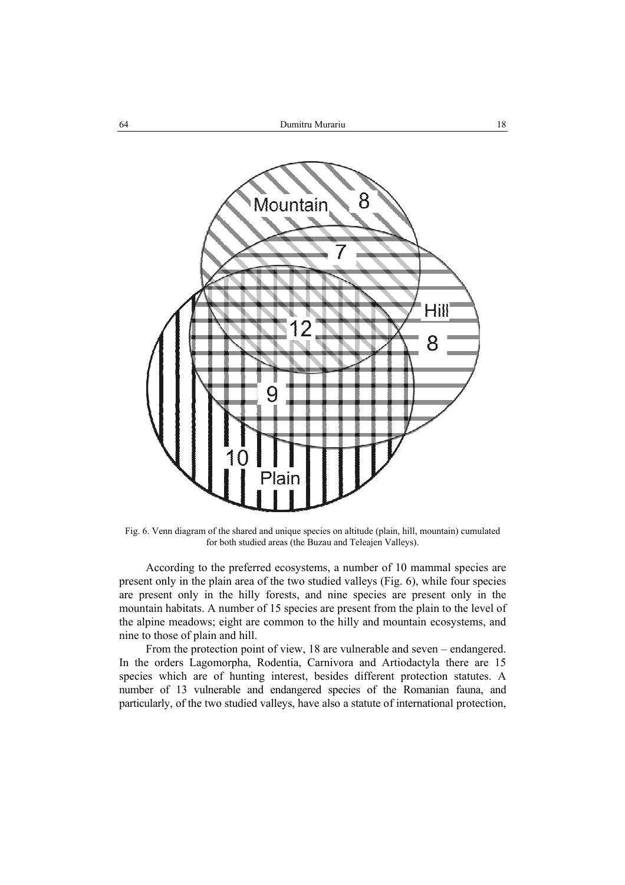Fig. 6. Venn diagram of the shared and unique species on altitude (plain, hill, mountain) cumulated for both studied areas (the Buzau and Teleajen Valleys).

According to the preferred ecosystems, a number of 10 mammal species are present only in the plain area of the two studied valleys (Fig. 6), while four species are present only in the hilly forests, and nine species are present only in the mountain habitats. A number of 15 species are present from the plain to the level of the alpine meadows; eight are common to the hilly and mountain ecosystems, and nine to those of plain and hill.

From the protection point of view, 18 are vulnerable and seven – endangered. In the orders Lagomorpha, Rodentia, Carnivora and Artiodactyla there are 15 species which are of hunting interest, besides different protection statutes. A number of 13 vulnerable and endangered species of the Romanian fauna, and particularly, of the two studied valleys, have also a statute of international protection,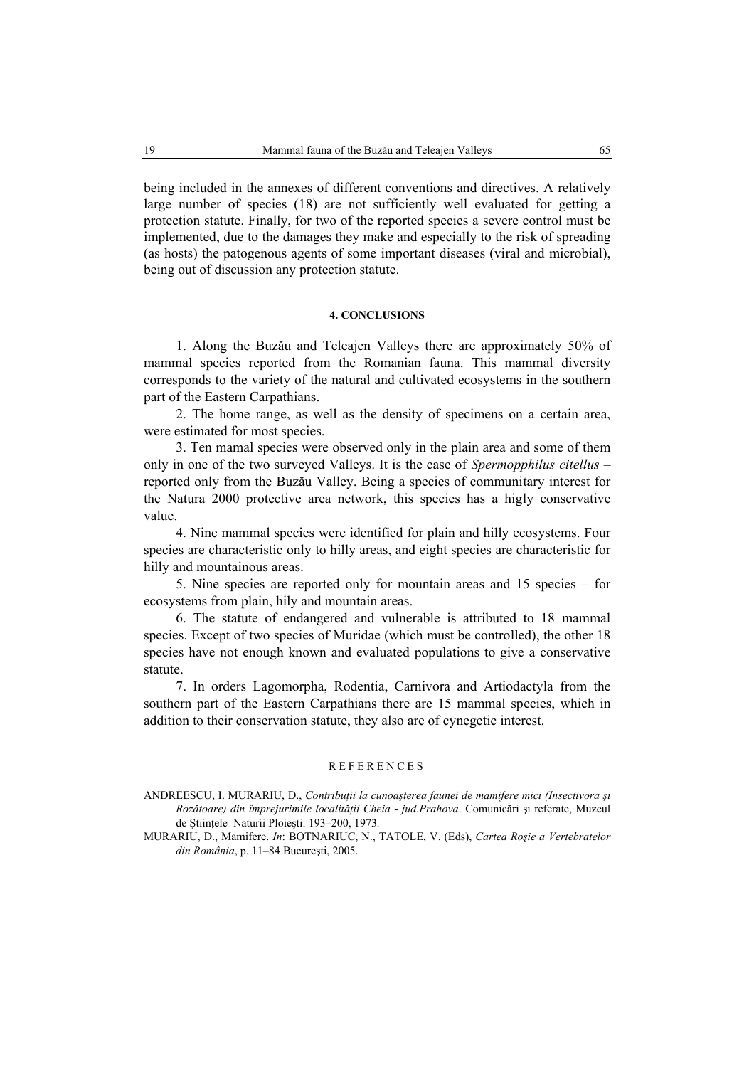being included in the annexes of different conventions and directives. A relatively large number of species (18) are not sufficiently well evaluated for getting a protection statute. Finally, for two of the reported species a severe control must be implemented, due to the damages they make and especially to the risk of spreading (as hosts) the patogenous agents of some important diseases (viral and microbial), being out of discussion any protection statute.

## 4. CONCLUSIONS

1. Along the Buzău and Teleajen Valleys there are approximately 50% of mammal species reported from the Romanian fauna. This mammal diversity corresponds to the variety of the natural and cultivated ecosystems in the southern part of the Eastern Carpathians.

2. The home range, as well as the density of specimens on a certain area, were estimated for most species.

3. Ten mamal species were observed only in the plain area and some of them only in one of the two surveyed Valleys. It is the case of *Spermopphilus citellus* – reported only from the Buzău Valley. Being a species of communitary interest for the Natura 2000 protective area network, this species has a higly conservative value.

4. Nine mammal species were identified for plain and hilly ecosystems. Four species are characteristic only to hilly areas, and eight species are characteristic for hilly and mountainous areas.

5. Nine species are reported only for mountain areas and 15 species – for ecosystems from plain, hily and mountain areas.

6. The statute of endangered and vulnerable is attributed to 18 mammal species. Except of two species of Muridae (which must be controlled), the other 18 species have not enough known and evaluated populations to give a conservative statute.

7. In orders Lagomorpha, Rodentia, Carnivora and Artiodactyla from the southern part of the Eastern Carpathians there are 15 mammal species, which in addition to their conservation statute, they also are of cynegetic interest.

## REFERENCES

ANDREESCU, I. MURARIU, D., *Contribuții la cunoașterea faunei de mamifere mici (Insectivora și Rozătoare) din împrejurimile localității Cheia - jud.Prahova*. Comunicări și referate, Muzeul de Științele Naturii Ploiești: 193–200, 1973.

MURARIU, D., Mamifere. *In*: BOTNARIUC, N., TATOLE, V. (Eds), *Cartea Roșie a Vertebratelor din România*, p. 11–84 București, 2005.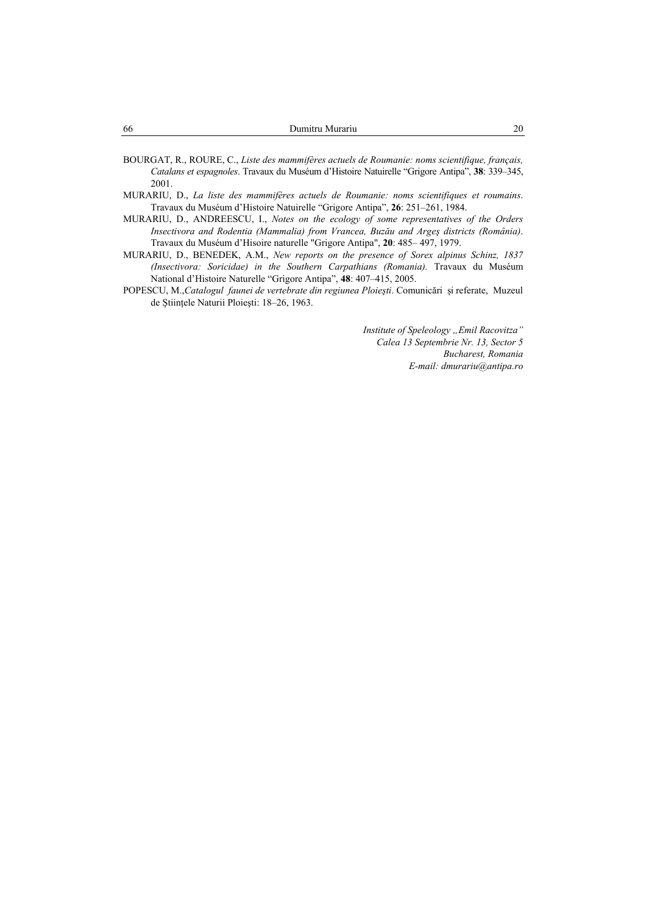BOURGAT, R., ROURE, C., *Liste des mammifères actuels de Roumanie: noms scientifique, français, Catalans et espagnoles*. Travaux du Muséum d'Histoire Natuirelle "Grigore Antipa", **38**: 339–345, 2001.

MURARIU, D., *La liste des mammifères actuels de Roumanie: noms scientifiques et roumains*. Travaux du Muséum d'Histoire Natuirelle "Grigore Antipa", **26**: 251–261, 1984.

MURARIU, D., ANDREESCU, I., *Notes on the ecology of some representatives of the Orders Insectivora and Rodentia (Mammalia) from Vrancea, Buzău and Argeş districts (România)*. Travaux du Muséum d'Hisoire naturelle "Grigore Antipa", **20**: 485– 497, 1979.

MURARIU, D., BENEDEK, A.M., *New reports on the presence of Sorex alpinus Schinz, 1837 (Insectivora: Soricidae) in the Southern Carpathians (Romania).* Travaux du Muséum National d'Histoire Naturelle "Grigore Antipa", **48**: 407–415, 2005.

POPESCU, M.,*Catalogul faunei de vertebrate din regiunea Ploieşti*. Comunicări şi referate, Muzeul de Ştiinţele Naturii Ploieşti: 18–26, 1963.

*Institute of Speleology „Emil Racovitza"*
*Calea 13 Septembrie Nr. 13, Sector 5*
*Bucharest, Romania*
*E-mail: dmurariu@antipa.ro*